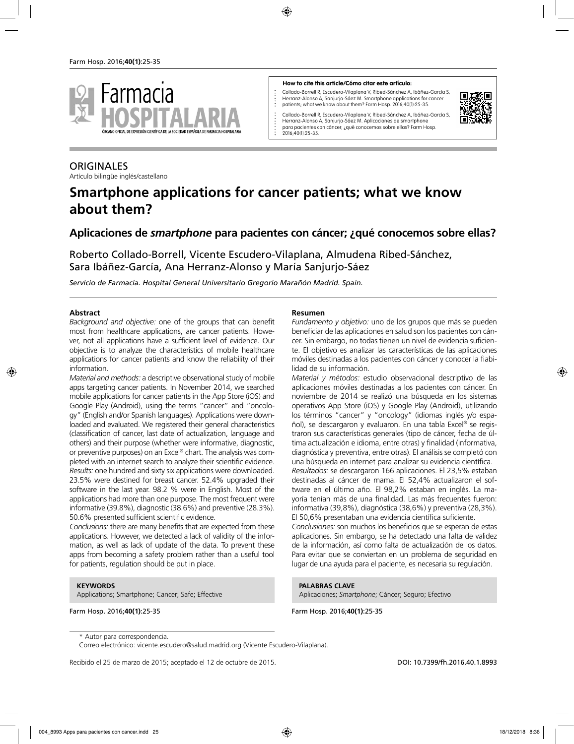**How to cite this article/Cómo citar este artículo:**

Collado-Borrell R, Escudero-Vilaplana V, Ribed-Sánchez A, Ibáñez-García S, Herranz-Alonso A, Sanjurjo-Sáez M. Smartphone applications for cancer patients; what we know about them? Farm Hosp. 2016;40(1):25-35.

Collado-Borrell R, Escudero-Vilaplana V, Ribed-Sánchez A, Ibáñez-García S, Herranz-Alonso A, Sanjurjo-Sáez M. Aplicaciones de smartphone para pacientes con cáncer; ¿qué conocemos sobre ellas? Farm Hosp. 2016;40(1):25-35.

ORIGINALES

Artículo bilingüe inglés/castellano

# Smartphone applications for cancer patients; what we know about them?

## Aplicaciones de *smartphone* para pacientes con cáncer; ¿qué conocemos sobre ellas?

Roberto Collado-Borrell, Vicente Escudero-Vilaplana, Almudena Ribed-Sánchez, Sara Ibáñez-García, Ana Herranz-Alonso y María Sanjurjo-Sáez

*Servicio de Farmacia. Hospital General Universitario Gregorio Marañón Madrid. Spain.*

### Abstract

*Background and objective:* one of the groups that can benefit most from healthcare applications, are cancer patients. However, not all applications have a sufficient level of evidence. Our objective is to analyze the characteristics of mobile healthcare applications for cancer patients and know the reliability of their information.

*Material and methods:* a descriptive observational study of mobile apps targeting cancer patients. In November 2014, we searched mobile applications for cancer patients in the App Store (iOS) and Google Play (Android), using the terms "cancer" and "oncology" (English and/or Spanish languages). Applications were downloaded and evaluated. We registered their general characteristics (classification of cancer, last date of actualization, language and others) and their purpose (whether were informative, diagnostic, or preventive purposes) on an Excel® chart. The analysis was completed with an internet search to analyze their scientific evidence.

*Results:* one hundred and sixty six applications were downloaded. 23.5% were destined for breast cancer. 52.4% upgraded their software in the last year. 98.2 % were in English. Most of the applications had more than one purpose. The most frequent were informative (39.8%), diagnostic (38.6%) and preventive (28.3%). 50.6% presented sufficient scientific evidence.

*Conclusions:* there are many benefits that are expected from these applications. However, we detected a lack of validity of the information, as well as lack of update of the data. To prevent these apps from becoming a safety problem rather than a useful tool for patients, regulation should be put in place.

**KEYWORDS**

Applications; Smartphone; Cancer; Safe; Effective

### Resumen

*Fundamento y objetivo:* uno de los grupos que más se pueden beneficiar de las aplicaciones en salud son los pacientes con cáncer. Sin embargo, no todas tienen un nivel de evidencia suficiente. El objetivo es analizar las características de las aplicaciones móviles destinadas a los pacientes con cáncer y conocer la fiabilidad de su información.

*Material y métodos:* estudio observacional descriptivo de las aplicaciones móviles destinadas a los pacientes con cáncer. En noviembre de 2014 se realizó una búsqueda en los sistemas operativos App Store (iOS) y Google Play (Android), utilizando los términos "cancer" y "oncology" (idiomas inglés y/o español), se descargaron y evaluaron. En una tabla Excel® se registraron sus características generales (tipo de cáncer, fecha de última actualización e idioma, entre otras) y finalidad (informativa, diagnóstica y preventiva, entre otras). El análisis se completó con una búsqueda en internet para analizar su evidencia científica.

*Resultados:* se descargaron 166 aplicaciones. El 23,5% estaban destinadas al cáncer de mama. El 52,4% actualizaron el software en el último año. El 98,2% estaban en inglés. La mayoría tenían más de una finalidad. Las más frecuentes fueron: informativa (39,8%), diagnóstica (38,6%) y preventiva (28,3%). El 50,6% presentaban una evidencia científica suficiente.

*Conclusiones:* son muchos los beneficios que se esperan de estas aplicaciones. Sin embargo, se ha detectado una falta de validez de la información, así como falta de actualización de los datos. Para evitar que se conviertan en un problema de seguridad en lugar de una ayuda para el paciente, es necesaria su regulación.

**PALABRAS CLAVE**

Aplicaciones; *Smartphone*; Cáncer; Seguro; Efectivo

\* Autor para correspondencia.

Correo electrónico: vicente.escudero@salud.madrid.org (Vicente Escudero-Vilaplana).

Recibido el 25 de marzo de 2015; aceptado el 12 de octubre de 2015.

DOI: 10.7399/fh.2016.40.1.8993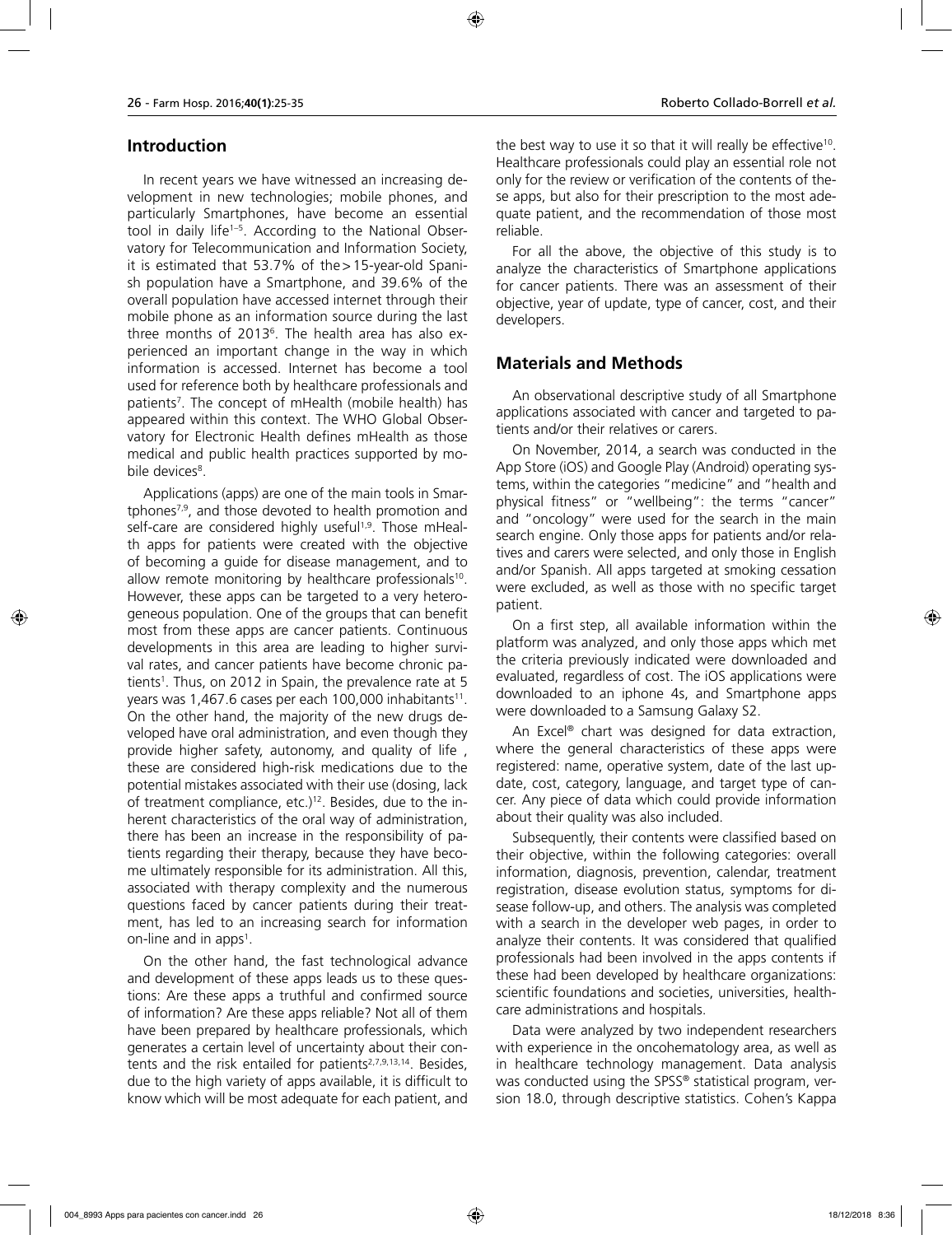## Introduction

In recent years we have witnessed an increasing development in new technologies; mobile phones, and particularly Smartphones, have become an essential tool in daily life[1–5]. According to the National Observatory for Telecommunication and Information Society, it is estimated that 53.7% of the >15-year-old Spanish population have a Smartphone, and 39.6% of the overall population have accessed internet through their mobile phone as an information source during the last three months of 2013[6]. The health area has also experienced an important change in the way in which information is accessed. Internet has become a tool used for reference both by healthcare professionals and patients[7]. The concept of mHealth (mobile health) has appeared within this context. The WHO Global Observatory for Electronic Health defines mHealth as those medical and public health practices supported by mobile devices[8].

Applications (apps) are one of the main tools in Smartphones[7,9], and those devoted to health promotion and self-care are considered highly useful[1,9]. Those mHealth apps for patients were created with the objective of becoming a guide for disease management, and to allow remote monitoring by healthcare professionals[10]. However, these apps can be targeted to a very heterogeneous population. One of the groups that can benefit most from these apps are cancer patients. Continuous developments in this area are leading to higher survival rates, and cancer patients have become chronic patients[1]. Thus, on 2012 in Spain, the prevalence rate at 5 years was 1,467.6 cases per each 100,000 inhabitants[11]. On the other hand, the majority of the new drugs developed have oral administration, and even though they provide higher safety, autonomy, and quality of life , these are considered high-risk medications due to the potential mistakes associated with their use (dosing, lack of treatment compliance, etc.)[12]. Besides, due to the inherent characteristics of the oral way of administration, there has been an increase in the responsibility of patients regarding their therapy, because they have become ultimately responsible for its administration. All this, associated with therapy complexity and the numerous questions faced by cancer patients during their treatment, has led to an increasing search for information on-line and in apps[1].

On the other hand, the fast technological advance and development of these apps leads us to these questions: Are these apps a truthful and confirmed source of information? Are these apps reliable? Not all of them have been prepared by healthcare professionals, which generates a certain level of uncertainty about their contents and the risk entailed for patients[2,7,9,13,14]. Besides, due to the high variety of apps available, it is difficult to know which will be most adequate for each patient, and the best way to use it so that it will really be effective[10]. Healthcare professionals could play an essential role not only for the review or verification of the contents of these apps, but also for their prescription to the most adequate patient, and the recommendation of those most reliable.

For all the above, the objective of this study is to analyze the characteristics of Smartphone applications for cancer patients. There was an assessment of their objective, year of update, type of cancer, cost, and their developers.

## Materials and Methods

An observational descriptive study of all Smartphone applications associated with cancer and targeted to patients and/or their relatives or carers.

On November, 2014, a search was conducted in the App Store (iOS) and Google Play (Android) operating systems, within the categories "medicine" and "health and physical fitness" or "wellbeing": the terms "cancer" and "oncology" were used for the search in the main search engine. Only those apps for patients and/or relatives and carers were selected, and only those in English and/or Spanish. All apps targeted at smoking cessation were excluded, as well as those with no specific target patient.

On a first step, all available information within the platform was analyzed, and only those apps which met the criteria previously indicated were downloaded and evaluated, regardless of cost. The iOS applications were downloaded to an iphone 4s, and Smartphone apps were downloaded to a Samsung Galaxy S2.

An Excel® chart was designed for data extraction, where the general characteristics of these apps were registered: name, operative system, date of the last update, cost, category, language, and target type of cancer. Any piece of data which could provide information about their quality was also included.

Subsequently, their contents were classified based on their objective, within the following categories: overall information, diagnosis, prevention, calendar, treatment registration, disease evolution status, symptoms for disease follow-up, and others. The analysis was completed with a search in the developer web pages, in order to analyze their contents. It was considered that qualified professionals had been involved in the apps contents if these had been developed by healthcare organizations: scientific foundations and societies, universities, healthcare administrations and hospitals.

Data were analyzed by two independent researchers with experience in the oncohematology area, as well as in healthcare technology management. Data analysis was conducted using the SPSS® statistical program, version 18.0, through descriptive statistics. Cohen's Kappa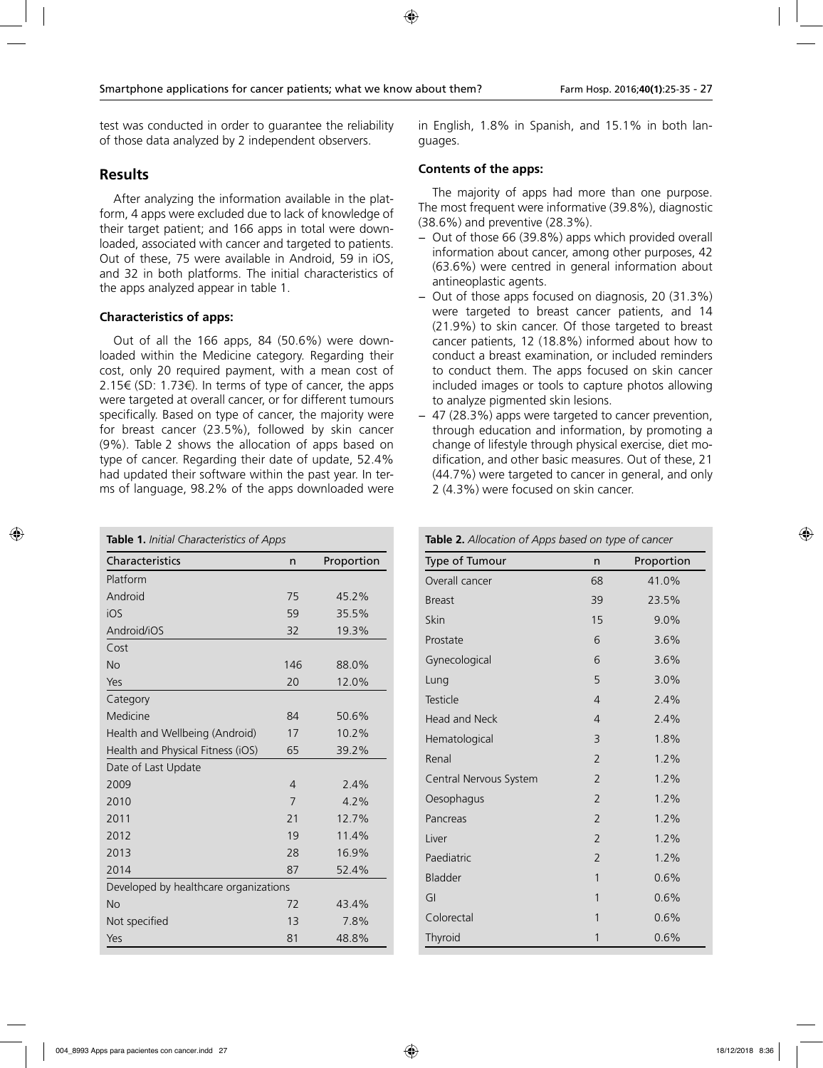test was conducted in order to guarantee the reliability of those data analyzed by 2 independent observers.

## Results

After analyzing the information available in the platform, 4 apps were excluded due to lack of knowledge of their target patient; and 166 apps in total were downloaded, associated with cancer and targeted to patients. Out of these, 75 were available in Android, 59 in iOS, and 32 in both platforms. The initial characteristics of the apps analyzed appear in table 1.

### Characteristics of apps:

Out of all the 166 apps, 84 (50.6%) were downloaded within the Medicine category. Regarding their cost, only 20 required payment, with a mean cost of 2.15€ (SD: 1.73€). In terms of type of cancer, the apps were targeted at overall cancer, or for different tumours specifically. Based on type of cancer, the majority were for breast cancer (23.5%), followed by skin cancer (9%). Table 2 shows the allocation of apps based on type of cancer. Regarding their date of update, 52.4% had updated their software within the past year. In terms of language, 98.2% of the apps downloaded were in English, 1.8% in Spanish, and 15.1% in both languages.

### Contents of the apps:

The majority of apps had more than one purpose. The most frequent were informative (39.8%), diagnostic (38.6%) and preventive (28.3%).

- Out of those 66 (39.8%) apps which provided overall information about cancer, among other purposes, 42 (63.6%) were centred in general information about antineoplastic agents.
- Out of those apps focused on diagnosis, 20 (31.3%) were targeted to breast cancer patients, and 14 (21.9%) to skin cancer. Of those targeted to breast cancer patients, 12 (18.8%) informed about how to conduct a breast examination, or included reminders to conduct them. The apps focused on skin cancer included images or tools to capture photos allowing to analyze pigmented skin lesions.
- 47 (28.3%) apps were targeted to cancer prevention, through education and information, by promoting a change of lifestyle through physical exercise, diet modification, and other basic measures. Out of these, 21 (44.7%) were targeted to cancer in general, and only 2 (4.3%) were focused on skin cancer.

**Table 1.** *Initial Characteristics of Apps*

| Characteristics | n | Proportion |
|---|---|---|
| Platform | | |
| Android | 75 | 45.2% |
| iOS | 59 | 35.5% |
| Android/iOS | 32 | 19.3% |
| Cost | | |
| No | 146 | 88.0% |
| Yes | 20 | 12.0% |
| Category | | |
| Medicine | 84 | 50.6% |
| Health and Wellbeing (Android) | 17 | 10.2% |
| Health and Physical Fitness (iOS) | 65 | 39.2% |
| Date of Last Update | | |
| 2009 | 4 | 2.4% |
| 2010 | 7 | 4.2% |
| 2011 | 21 | 12.7% |
| 2012 | 19 | 11.4% |
| 2013 | 28 | 16.9% |
| 2014 | 87 | 52.4% |
| Developed by healthcare organizations | | |
| No | 72 | 43.4% |
| Not specified | 13 | 7.8% |
| Yes | 81 | 48.8% |

**Table 2.** *Allocation of Apps based on type of cancer*

| Type of Tumour | n | Proportion |
|---|---|---|
| Overall cancer | 68 | 41.0% |
| Breast | 39 | 23.5% |
| Skin | 15 | 9.0% |
| Prostate | 6 | 3.6% |
| Gynecological | 6 | 3.6% |
| Lung | 5 | 3.0% |
| Testicle | 4 | 2.4% |
| Head and Neck | 4 | 2.4% |
| Hematological | 3 | 1.8% |
| Renal | 2 | 1.2% |
| Central Nervous System | 2 | 1.2% |
| Oesophagus | 2 | 1.2% |
| Pancreas | 2 | 1.2% |
| Liver | 2 | 1.2% |
| Paediatric | 2 | 1.2% |
| Bladder | 1 | 0.6% |
| GI | 1 | 0.6% |
| Colorectal | 1 | 0.6% |
| Thyroid | 1 | 0.6% |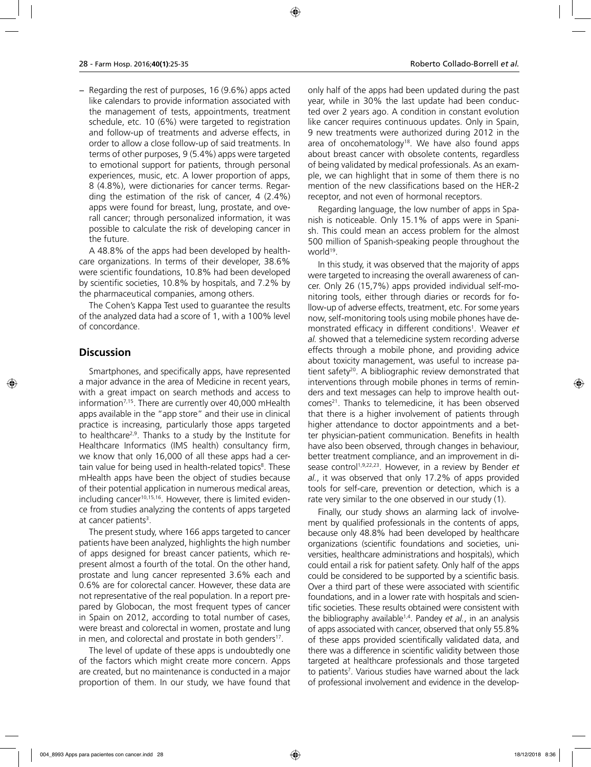– Regarding the rest of purposes, 16 (9.6%) apps acted like calendars to provide information associated with the management of tests, appointments, treatment schedule, etc. 10 (6%) were targeted to registration and follow-up of treatments and adverse effects, in order to allow a close follow-up of said treatments. In terms of other purposes, 9 (5.4%) apps were targeted to emotional support for patients, through personal experiences, music, etc. A lower proportion of apps, 8 (4.8%), were dictionaries for cancer terms. Regarding the estimation of the risk of cancer, 4 (2.4%) apps were found for breast, lung, prostate, and overall cancer; through personalized information, it was possible to calculate the risk of developing cancer in the future.

A 48.8% of the apps had been developed by healthcare organizations. In terms of their developer, 38.6% were scientific foundations, 10.8% had been developed by scientific societies, 10.8% by hospitals, and 7.2% by the pharmaceutical companies, among others.

The Cohen's Kappa Test used to guarantee the results of the analyzed data had a score of 1, with a 100% level of concordance.

## Discussion

Smartphones, and specifically apps, have represented a major advance in the area of Medicine in recent years, with a great impact on search methods and access to information[7,15]. There are currently over 40,000 mHealth apps available in the "app store" and their use in clinical practice is increasing, particularly those apps targeted to healthcare[2,9]. Thanks to a study by the Institute for Healthcare Informatics (IMS health) consultancy firm, we know that only 16,000 of all these apps had a certain value for being used in health-related topics[8]. These mHealth apps have been the object of studies because of their potential application in numerous medical areas, including cancer[10,15,16]. However, there is limited evidence from studies analyzing the contents of apps targeted at cancer patients[3].

The present study, where 166 apps targeted to cancer patients have been analyzed, highlights the high number of apps designed for breast cancer patients, which represent almost a fourth of the total. On the other hand, prostate and lung cancer represented 3.6% each and 0.6% are for colorectal cancer. However, these data are not representative of the real population. In a report prepared by Globocan, the most frequent types of cancer in Spain on 2012, according to total number of cases, were breast and colorectal in women, prostate and lung in men, and colorectal and prostate in both genders[17].

The level of update of these apps is undoubtedly one of the factors which might create more concern. Apps are created, but no maintenance is conducted in a major proportion of them. In our study, we have found that only half of the apps had been updated during the past year, while in 30% the last update had been conducted over 2 years ago. A condition in constant evolution like cancer requires continuous updates. Only in Spain, 9 new treatments were authorized during 2012 in the area of oncohematology[18]. We have also found apps about breast cancer with obsolete contents, regardless of being validated by medical professionals. As an example, we can highlight that in some of them there is no mention of the new classifications based on the HER-2 receptor, and not even of hormonal receptors.

Regarding language, the low number of apps in Spanish is noticeable. Only 15.1% of apps were in Spanish. This could mean an access problem for the almost 500 million of Spanish-speaking people throughout the world[19].

In this study, it was observed that the majority of apps were targeted to increasing the overall awareness of cancer. Only 26 (15,7%) apps provided individual self-monitoring tools, either through diaries or records for follow-up of adverse effects, treatment, etc. For some years now, self-monitoring tools using mobile phones have demonstrated efficacy in different conditions[1]. Weaver *et al.* showed that a telemedicine system recording adverse effects through a mobile phone, and providing advice about toxicity management, was useful to increase patient safety[20]. A bibliographic review demonstrated that interventions through mobile phones in terms of reminders and text messages can help to improve health outcomes[21]. Thanks to telemedicine, it has been observed that there is a higher involvement of patients through higher attendance to doctor appointments and a better physician-patient communication. Benefits in health have also been observed, through changes in behaviour, better treatment compliance, and an improvement in disease control[1,9,22,23]. However, in a review by Bender *et al.*, it was observed that only 17.2% of apps provided tools for self-care, prevention or detection, which is a rate very similar to the one observed in our study (1).

Finally, our study shows an alarming lack of involvement by qualified professionals in the contents of apps, because only 48.8% had been developed by healthcare organizations (scientific foundations and societies, universities, healthcare administrations and hospitals), which could entail a risk for patient safety. Only half of the apps could be considered to be supported by a scientific basis. Over a third part of these were associated with scientific foundations, and in a lower rate with hospitals and scientific societies. These results obtained were consistent with the bibliography available[1,4]. Pandey *et al.*, in an analysis of apps associated with cancer, observed that only 55.8% of these apps provided scientifically validated data, and there was a difference in scientific validity between those targeted at healthcare professionals and those targeted to patients[7]. Various studies have warned about the lack of professional involvement and evidence in the develop-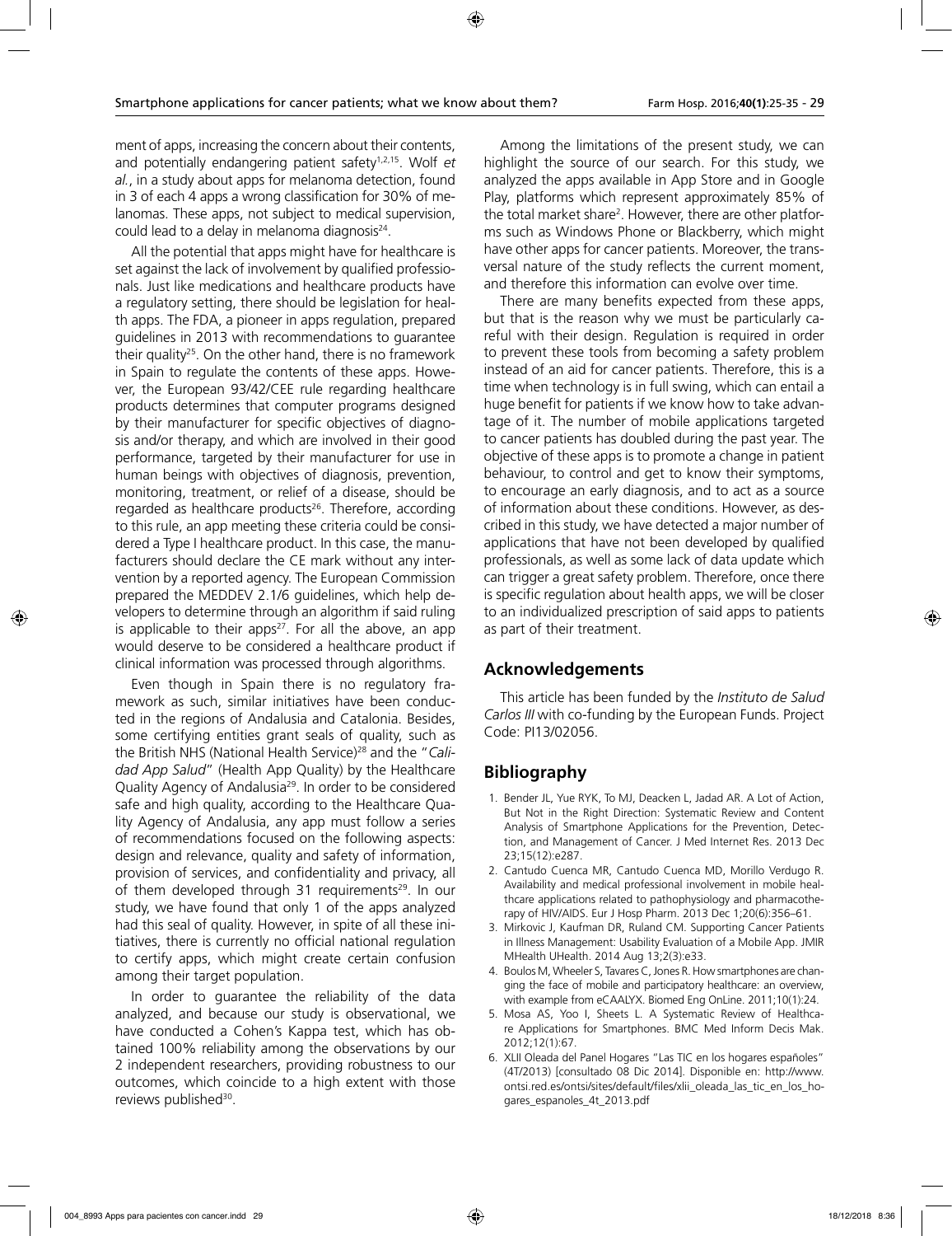ment of apps, increasing the concern about their contents, and potentially endangering patient safety[1,2,15]. Wolf *et al.*, in a study about apps for melanoma detection, found in 3 of each 4 apps a wrong classification for 30% of melanomas. These apps, not subject to medical supervision, could lead to a delay in melanoma diagnosis[24].

All the potential that apps might have for healthcare is set against the lack of involvement by qualified professionals. Just like medications and healthcare products have a regulatory setting, there should be legislation for health apps. The FDA, a pioneer in apps regulation, prepared guidelines in 2013 with recommendations to guarantee their quality[25]. On the other hand, there is no framework in Spain to regulate the contents of these apps. However, the European 93/42/CEE rule regarding healthcare products determines that computer programs designed by their manufacturer for specific objectives of diagnosis and/or therapy, and which are involved in their good performance, targeted by their manufacturer for use in human beings with objectives of diagnosis, prevention, monitoring, treatment, or relief of a disease, should be regarded as healthcare products[26]. Therefore, according to this rule, an app meeting these criteria could be considered a Type I healthcare product. In this case, the manufacturers should declare the CE mark without any intervention by a reported agency. The European Commission prepared the MEDDEV 2.1/6 guidelines, which help developers to determine through an algorithm if said ruling is applicable to their apps[27]. For all the above, an app would deserve to be considered a healthcare product if clinical information was processed through algorithms.

Even though in Spain there is no regulatory framework as such, similar initiatives have been conducted in the regions of Andalusia and Catalonia. Besides, some certifying entities grant seals of quality, such as the British NHS (National Health Service)[28] and the "*Calidad App Salud*" (Health App Quality) by the Healthcare Quality Agency of Andalusia[29]. In order to be considered safe and high quality, according to the Healthcare Quality Agency of Andalusia, any app must follow a series of recommendations focused on the following aspects: design and relevance, quality and safety of information, provision of services, and confidentiality and privacy, all of them developed through 31 requirements[29]. In our study, we have found that only 1 of the apps analyzed had this seal of quality. However, in spite of all these initiatives, there is currently no official national regulation to certify apps, which might create certain confusion among their target population.

In order to guarantee the reliability of the data analyzed, and because our study is observational, we have conducted a Cohen's Kappa test, which has obtained 100% reliability among the observations by our 2 independent researchers, providing robustness to our outcomes, which coincide to a high extent with those reviews published[30].

Among the limitations of the present study, we can highlight the source of our search. For this study, we analyzed the apps available in App Store and in Google Play, platforms which represent approximately 85% of the total market share[2]. However, there are other platforms such as Windows Phone or Blackberry, which might have other apps for cancer patients. Moreover, the transversal nature of the study reflects the current moment, and therefore this information can evolve over time.

There are many benefits expected from these apps, but that is the reason why we must be particularly careful with their design. Regulation is required in order to prevent these tools from becoming a safety problem instead of an aid for cancer patients. Therefore, this is a time when technology is in full swing, which can entail a huge benefit for patients if we know how to take advantage of it. The number of mobile applications targeted to cancer patients has doubled during the past year. The objective of these apps is to promote a change in patient behaviour, to control and get to know their symptoms, to encourage an early diagnosis, and to act as a source of information about these conditions. However, as described in this study, we have detected a major number of applications that have not been developed by qualified professionals, as well as some lack of data update which can trigger a great safety problem. Therefore, once there is specific regulation about health apps, we will be closer to an individualized prescription of said apps to patients as part of their treatment.

## Acknowledgements

This article has been funded by the *Instituto de Salud Carlos III* with co-funding by the European Funds. Project Code: PI13/02056.

## Bibliography

1. Bender JL, Yue RYK, To MJ, Deacken L, Jadad AR. A Lot of Action, But Not in the Right Direction: Systematic Review and Content Analysis of Smartphone Applications for the Prevention, Detection, and Management of Cancer. J Med Internet Res. 2013 Dec 23;15(12):e287.
2. Cantudo Cuenca MR, Cantudo Cuenca MD, Morillo Verdugo R. Availability and medical professional involvement in mobile healthcare applications related to pathophysiology and pharmacotherapy of HIV/AIDS. Eur J Hosp Pharm. 2013 Dec 1;20(6):356–61.
3. Mirkovic J, Kaufman DR, Ruland CM. Supporting Cancer Patients in Illness Management: Usability Evaluation of a Mobile App. JMIR MHealth UHealth. 2014 Aug 13;2(3):e33.
4. Boulos M, Wheeler S, Tavares C, Jones R. How smartphones are changing the face of mobile and participatory healthcare: an overview, with example from eCAALYX. Biomed Eng OnLine. 2011;10(1):24.
5. Mosa AS, Yoo I, Sheets L. A Systematic Review of Healthcare Applications for Smartphones. BMC Med Inform Decis Mak. 2012;12(1):67.
6. XLII Oleada del Panel Hogares "Las TIC en los hogares españoles" (4T/2013) [consultado 08 Dic 2014]. Disponible en: http://www.ontsi.red.es/ontsi/sites/default/files/xlii_oleada_las_tic_en_los_hogares_espanoles_4t_2013.pdf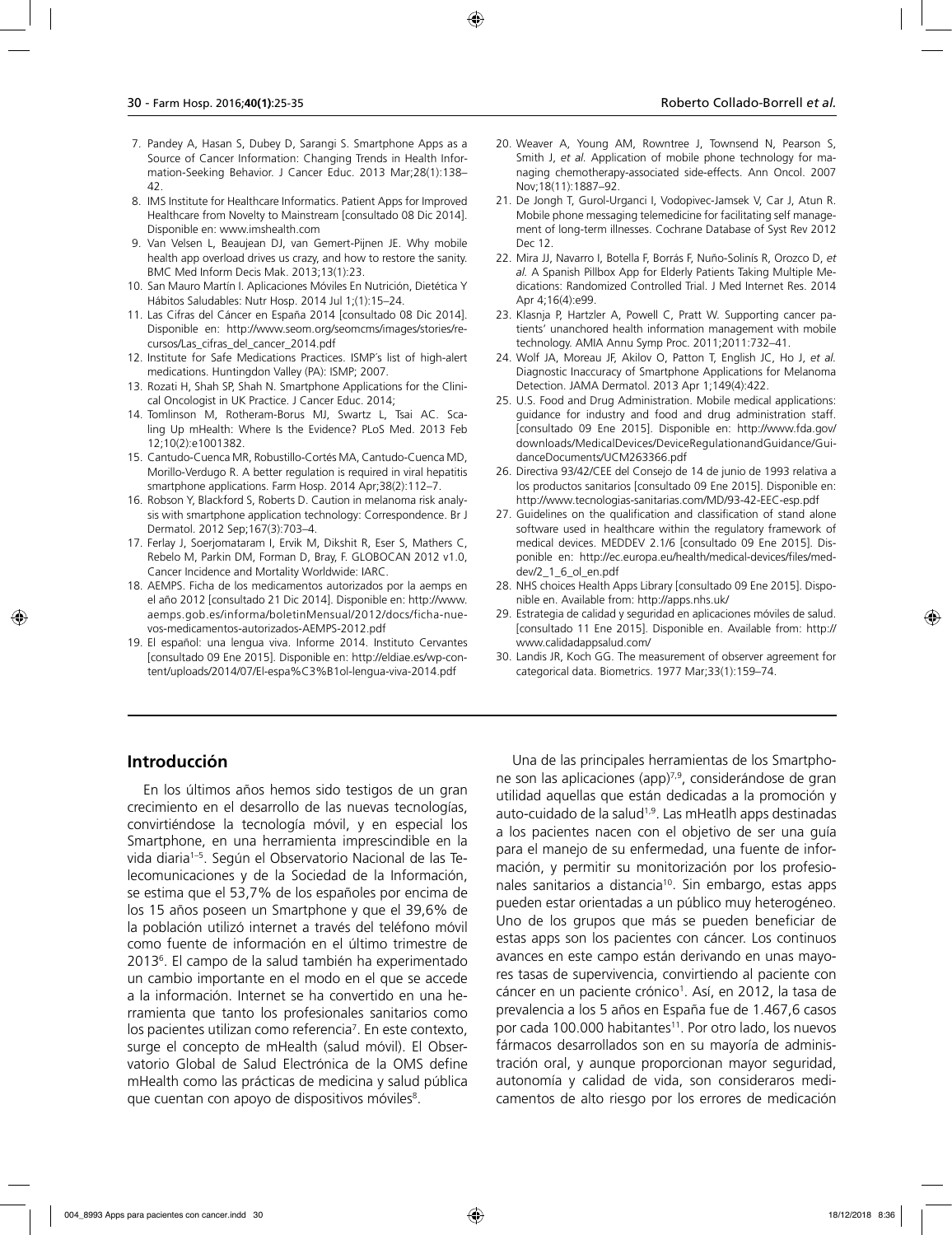7. Pandey A, Hasan S, Dubey D, Sarangi S. Smartphone Apps as a Source of Cancer Information: Changing Trends in Health Information-Seeking Behavior. J Cancer Educ. 2013 Mar;28(1):138–42.
8. IMS Institute for Healthcare Informatics. Patient Apps for Improved Healthcare from Novelty to Mainstream [consultado 08 Dic 2014]. Disponible en: www.imshealth.com
9. Van Velsen L, Beaujean DJ, van Gemert-Pijnen JE. Why mobile health app overload drives us crazy, and how to restore the sanity. BMC Med Inform Decis Mak. 2013;13(1):23.
10. San Mauro Martín I. Aplicaciones Móviles En Nutrición, Dietética Y Hábitos Saludables: Nutr Hosp. 2014 Jul 1;(1):15–24.
11. Las Cifras del Cáncer en España 2014 [consultado 08 Dic 2014]. Disponible en: http://www.seom.org/seomcms/images/stories/recursos/Las_cifras_del_cancer_2014.pdf
12. Institute for Safe Medications Practices. ISMP´s list of high-alert medications. Huntingdon Valley (PA): ISMP; 2007.
13. Rozati H, Shah SP, Shah N. Smartphone Applications for the Clinical Oncologist in UK Practice. J Cancer Educ. 2014;
14. Tomlinson M, Rotheram-Borus MJ, Swartz L, Tsai AC. Scaling Up mHealth: Where Is the Evidence? PLoS Med. 2013 Feb 12;10(2):e1001382.
15. Cantudo-Cuenca MR, Robustillo-Cortés MA, Cantudo-Cuenca MD, Morillo-Verdugo R. A better regulation is required in viral hepatitis smartphone applications. Farm Hosp. 2014 Apr;38(2):112–7.
16. Robson Y, Blackford S, Roberts D. Caution in melanoma risk analysis with smartphone application technology: Correspondence. Br J Dermatol. 2012 Sep;167(3):703–4.
17. Ferlay J, Soerjomataram I, Ervik M, Dikshit R, Eser S, Mathers C, Rebelo M, Parkin DM, Forman D, Bray, F. GLOBOCAN 2012 v1.0, Cancer Incidence and Mortality Worldwide: IARC.
18. AEMPS. Ficha de los medicamentos autorizados por la aemps en el año 2012 [consultado 21 Dic 2014]. Disponible en: http://www.aemps.gob.es/informa/boletinMensual/2012/docs/ficha-nuevos-medicamentos-autorizados-AEMPS-2012.pdf
19. El español: una lengua viva. Informe 2014. Instituto Cervantes [consultado 09 Ene 2015]. Disponible en: http://eldiae.es/wp-content/uploads/2014/07/El-espa%C3%B1ol-lengua-viva-2014.pdf
20. Weaver A, Young AM, Rowntree J, Townsend N, Pearson S, Smith J, *et al.* Application of mobile phone technology for managing chemotherapy-associated side-effects. Ann Oncol. 2007 Nov;18(11):1887–92.
21. De Jongh T, Gurol-Urganci I, Vodopivec-Jamsek V, Car J, Atun R. Mobile phone messaging telemedicine for facilitating self management of long-term illnesses. Cochrane Database of Syst Rev 2012 Dec 12.
22. Mira JJ, Navarro I, Botella F, Borrás F, Nuño-Solinís R, Orozco D, *et al.* A Spanish Pillbox App for Elderly Patients Taking Multiple Medications: Randomized Controlled Trial. J Med Internet Res. 2014 Apr 4;16(4):e99.
23. Klasnja P, Hartzler A, Powell C, Pratt W. Supporting cancer patients' unanchored health information management with mobile technology. AMIA Annu Symp Proc. 2011;2011:732–41.
24. Wolf JA, Moreau JF, Akilov O, Patton T, English JC, Ho J, *et al.* Diagnostic Inaccuracy of Smartphone Applications for Melanoma Detection. JAMA Dermatol. 2013 Apr 1;149(4):422.
25. U.S. Food and Drug Administration. Mobile medical applications: guidance for industry and food and drug administration staff. [consultado 09 Ene 2015]. Disponible en: http://www.fda.gov/downloads/MedicalDevices/DeviceRegulationandGuidance/GuidanceDocuments/UCM263366.pdf
26. Directiva 93/42/CEE del Consejo de 14 de junio de 1993 relativa a los productos sanitarios [consultado 09 Ene 2015]. Disponible en: http://www.tecnologias-sanitarias.com/MD/93-42-EEC-esp.pdf
27. Guidelines on the qualification and classification of stand alone software used in healthcare within the regulatory framework of medical devices. MEDDEV 2.1/6 [consultado 09 Ene 2015]. Disponible en: http://ec.europa.eu/health/medical-devices/files/meddev/2_1_6_ol_en.pdf
28. NHS choices Health Apps Library [consultado 09 Ene 2015]. Disponible en. Available from: http://apps.nhs.uk/
29. Estrategia de calidad y seguridad en aplicaciones móviles de salud. [consultado 11 Ene 2015]. Disponible en. Available from: http://www.calidadappsalud.com/
30. Landis JR, Koch GG. The measurement of observer agreement for categorical data. Biometrics. 1977 Mar;33(1):159–74.

## Introducción

En los últimos años hemos sido testigos de un gran crecimiento en el desarrollo de las nuevas tecnologías, convirtiéndose la tecnología móvil, y en especial los Smartphone, en una herramienta imprescindible en la vida diaria[1–5]. Según el Observatorio Nacional de las Telecomunicaciones y de la Sociedad de la Información, se estima que el 53,7% de los españoles por encima de los 15 años poseen un Smartphone y que el 39,6% de la población utilizó internet a través del teléfono móvil como fuente de información en el último trimestre de 2013[6]. El campo de la salud también ha experimentado un cambio importante en el modo en el que se accede a la información. Internet se ha convertido en una herramienta que tanto los profesionales sanitarios como los pacientes utilizan como referencia[7]. En este contexto, surge el concepto de mHealth (salud móvil). El Observatorio Global de Salud Electrónica de la OMS define mHealth como las prácticas de medicina y salud pública que cuentan con apoyo de dispositivos móviles[8].

Una de las principales herramientas de los Smartphone son las aplicaciones (app)[7,9], considerándose de gran utilidad aquellas que están dedicadas a la promoción y auto-cuidado de la salud[1,9]. Las mHeatlh apps destinadas a los pacientes nacen con el objetivo de ser una guía para el manejo de su enfermedad, una fuente de información, y permitir su monitorización por los profesionales sanitarios a distancia[10]. Sin embargo, estas apps pueden estar orientadas a un público muy heterogéneo. Uno de los grupos que más se pueden beneficiar de estas apps son los pacientes con cáncer. Los continuos avances en este campo están derivando en unas mayores tasas de supervivencia, convirtiendo al paciente con cáncer en un paciente crónico[1]. Así, en 2012, la tasa de prevalencia a los 5 años en España fue de 1.467,6 casos por cada 100.000 habitantes[11]. Por otro lado, los nuevos fármacos desarrollados son en su mayoría de administración oral, y aunque proporcionan mayor seguridad, autonomía y calidad de vida, son consideraros medicamentos de alto riesgo por los errores de medicación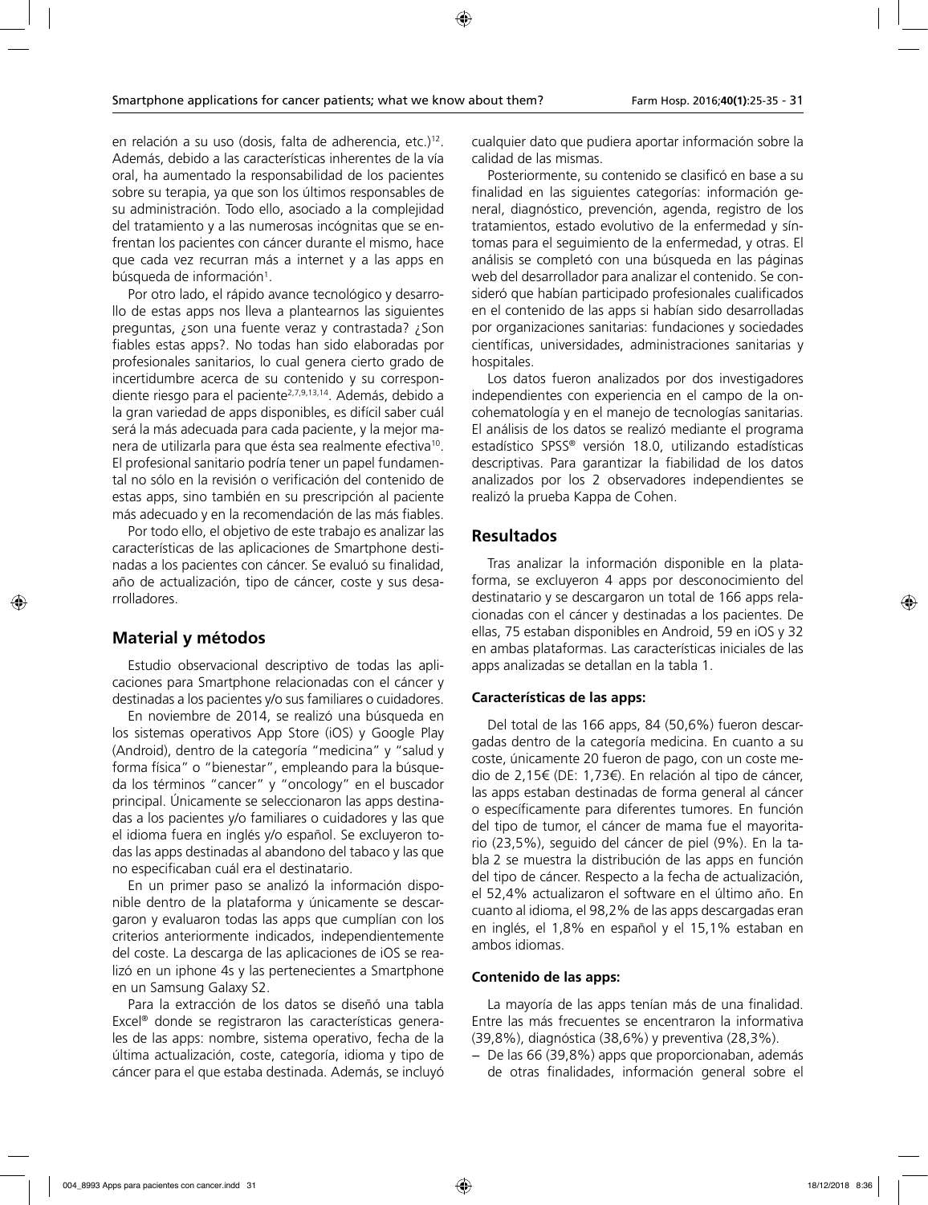en relación a su uso (dosis, falta de adherencia, etc.)[12]. Además, debido a las características inherentes de la vía oral, ha aumentado la responsabilidad de los pacientes sobre su terapia, ya que son los últimos responsables de su administración. Todo ello, asociado a la complejidad del tratamiento y a las numerosas incógnitas que se enfrentan los pacientes con cáncer durante el mismo, hace que cada vez recurran más a internet y a las apps en búsqueda de información[1].

Por otro lado, el rápido avance tecnológico y desarrollo de estas apps nos lleva a plantearnos las siguientes preguntas, ¿son una fuente veraz y contrastada? ¿Son fiables estas apps?. No todas han sido elaboradas por profesionales sanitarios, lo cual genera cierto grado de incertidumbre acerca de su contenido y su correspondiente riesgo para el paciente[2,7,9,13,14]. Además, debido a la gran variedad de apps disponibles, es difícil saber cuál será la más adecuada para cada paciente, y la mejor manera de utilizarla para que ésta sea realmente efectiva[10]. El profesional sanitario podría tener un papel fundamental no sólo en la revisión o verificación del contenido de estas apps, sino también en su prescripción al paciente más adecuado y en la recomendación de las más fiables.

Por todo ello, el objetivo de este trabajo es analizar las características de las aplicaciones de Smartphone destinadas a los pacientes con cáncer. Se evaluó su finalidad, año de actualización, tipo de cáncer, coste y sus desarrolladores.

## Material y métodos

Estudio observacional descriptivo de todas las aplicaciones para Smartphone relacionadas con el cáncer y destinadas a los pacientes y/o sus familiares o cuidadores.

En noviembre de 2014, se realizó una búsqueda en los sistemas operativos App Store (iOS) y Google Play (Android), dentro de la categoría "medicina" y "salud y forma física" o "bienestar", empleando para la búsqueda los términos "cancer" y "oncology" en el buscador principal. Únicamente se seleccionaron las apps destinadas a los pacientes y/o familiares o cuidadores y las que el idioma fuera en inglés y/o español. Se excluyeron todas las apps destinadas al abandono del tabaco y las que no especificaban cuál era el destinatario.

En un primer paso se analizó la información disponible dentro de la plataforma y únicamente se descargaron y evaluaron todas las apps que cumplían con los criterios anteriormente indicados, independientemente del coste. La descarga de las aplicaciones de iOS se realizó en un iphone 4s y las pertenecientes a Smartphone en un Samsung Galaxy S2.

Para la extracción de los datos se diseñó una tabla Excel® donde se registraron las características generales de las apps: nombre, sistema operativo, fecha de la última actualización, coste, categoría, idioma y tipo de cáncer para el que estaba destinada. Además, se incluyó cualquier dato que pudiera aportar información sobre la calidad de las mismas.

Posteriormente, su contenido se clasificó en base a su finalidad en las siguientes categorías: información general, diagnóstico, prevención, agenda, registro de los tratamientos, estado evolutivo de la enfermedad y síntomas para el seguimiento de la enfermedad, y otras. El análisis se completó con una búsqueda en las páginas web del desarrollador para analizar el contenido. Se consideró que habían participado profesionales cualificados en el contenido de las apps si habían sido desarrolladas por organizaciones sanitarias: fundaciones y sociedades científicas, universidades, administraciones sanitarias y hospitales.

Los datos fueron analizados por dos investigadores independientes con experiencia en el campo de la oncohematología y en el manejo de tecnologías sanitarias. El análisis de los datos se realizó mediante el programa estadístico SPSS® versión 18.0, utilizando estadísticas descriptivas. Para garantizar la fiabilidad de los datos analizados por los 2 observadores independientes se realizó la prueba Kappa de Cohen.

## Resultados

Tras analizar la información disponible en la plataforma, se excluyeron 4 apps por desconocimiento del destinatario y se descargaron un total de 166 apps relacionadas con el cáncer y destinadas a los pacientes. De ellas, 75 estaban disponibles en Android, 59 en iOS y 32 en ambas plataformas. Las características iniciales de las apps analizadas se detallan en la tabla 1.

### Características de las apps:

Del total de las 166 apps, 84 (50,6%) fueron descargadas dentro de la categoría medicina. En cuanto a su coste, únicamente 20 fueron de pago, con un coste medio de 2,15€ (DE: 1,73€). En relación al tipo de cáncer, las apps estaban destinadas de forma general al cáncer o específicamente para diferentes tumores. En función del tipo de tumor, el cáncer de mama fue el mayoritario (23,5%), seguido del cáncer de piel (9%). En la tabla 2 se muestra la distribución de las apps en función del tipo de cáncer. Respecto a la fecha de actualización, el 52,4% actualizaron el software en el último año. En cuanto al idioma, el 98,2% de las apps descargadas eran en inglés, el 1,8% en español y el 15,1% estaban en ambos idiomas.

### Contenido de las apps:

La mayoría de las apps tenían más de una finalidad. Entre las más frecuentes se encontraron la informativa (39,8%), diagnóstica (38,6%) y preventiva (28,3%).

- De las 66 (39,8%) apps que proporcionaban, además de otras finalidades, información general sobre el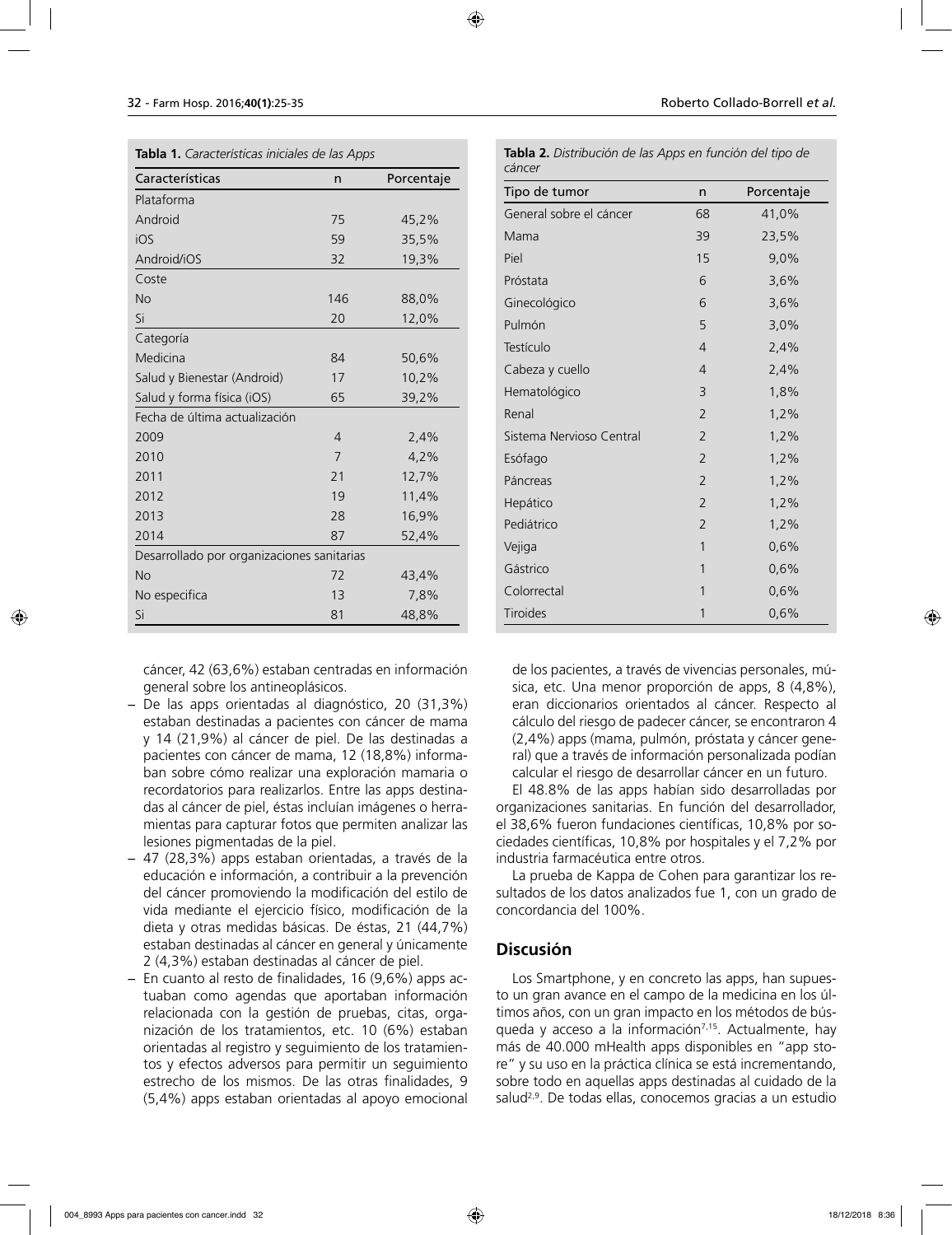**Tabla 1.** *Características iniciales de las Apps*

| Características | n | Porcentaje |
|---|---|---|
| Plataforma | | |
| Android | 75 | 45,2% |
| iOS | 59 | 35,5% |
| Android/iOS | 32 | 19,3% |
| Coste | | |
| No | 146 | 88,0% |
| Si | 20 | 12,0% |
| Categoría | | |
| Medicina | 84 | 50,6% |
| Salud y Bienestar (Android) | 17 | 10,2% |
| Salud y forma física (iOS) | 65 | 39,2% |
| Fecha de última actualización | | |
| 2009 | 4 | 2,4% |
| 2010 | 7 | 4,2% |
| 2011 | 21 | 12,7% |
| 2012 | 19 | 11,4% |
| 2013 | 28 | 16,9% |
| 2014 | 87 | 52,4% |
| Desarrollado por organizaciones sanitarias | | |
| No | 72 | 43,4% |
| No especifica | 13 | 7,8% |
| Si | 81 | 48,8% |

**Tabla 2.** *Distribución de las Apps en función del tipo de cáncer*

| Tipo de tumor | n | Porcentaje |
|---|---|---|
| General sobre el cáncer | 68 | 41,0% |
| Mama | 39 | 23,5% |
| Piel | 15 | 9,0% |
| Próstata | 6 | 3,6% |
| Ginecológico | 6 | 3,6% |
| Pulmón | 5 | 3,0% |
| Testículo | 4 | 2,4% |
| Cabeza y cuello | 4 | 2,4% |
| Hematológico | 3 | 1,8% |
| Renal | 2 | 1,2% |
| Sistema Nervioso Central | 2 | 1,2% |
| Esófago | 2 | 1,2% |
| Páncreas | 2 | 1,2% |
| Hepático | 2 | 1,2% |
| Pediátrico | 2 | 1,2% |
| Vejiga | 1 | 0,6% |
| Gástrico | 1 | 0,6% |
| Colorrectal | 1 | 0,6% |
| Tiroides | 1 | 0,6% |

cáncer, 42 (63,6%) estaban centradas en información general sobre los antineoplásicos.

- De las apps orientadas al diagnóstico, 20 (31,3%) estaban destinadas a pacientes con cáncer de mama y 14 (21,9%) al cáncer de piel. De las destinadas a pacientes con cáncer de mama, 12 (18,8%) informaban sobre cómo realizar una exploración mamaria o recordatorios para realizarlos. Entre las apps destinadas al cáncer de piel, éstas incluían imágenes o herramientas para capturar fotos que permiten analizar las lesiones pigmentadas de la piel.
- 47 (28,3%) apps estaban orientadas, a través de la educación e información, a contribuir a la prevención del cáncer promoviendo la modificación del estilo de vida mediante el ejercicio físico, modificación de la dieta y otras medidas básicas. De éstas, 21 (44,7%) estaban destinadas al cáncer en general y únicamente 2 (4,3%) estaban destinadas al cáncer de piel.
- En cuanto al resto de finalidades, 16 (9,6%) apps actuaban como agendas que aportaban información relacionada con la gestión de pruebas, citas, organización de los tratamientos, etc. 10 (6%) estaban orientadas al registro y seguimiento de los tratamientos y efectos adversos para permitir un seguimiento estrecho de los mismos. De las otras finalidades, 9 (5,4%) apps estaban orientadas al apoyo emocional de los pacientes, a través de vivencias personales, música, etc. Una menor proporción de apps, 8 (4,8%), eran diccionarios orientados al cáncer. Respecto al cálculo del riesgo de padecer cáncer, se encontraron 4 (2,4%) apps (mama, pulmón, próstata y cáncer general) que a través de información personalizada podían calcular el riesgo de desarrollar cáncer en un futuro.

El 48.8% de las apps habían sido desarrolladas por organizaciones sanitarias. En función del desarrollador, el 38,6% fueron fundaciones científicas, 10,8% por sociedades científicas, 10,8% por hospitales y el 7,2% por industria farmacéutica entre otros.

La prueba de Kappa de Cohen para garantizar los resultados de los datos analizados fue 1, con un grado de concordancia del 100%.

## Discusión

Los Smartphone, y en concreto las apps, han supuesto un gran avance en el campo de la medicina en los últimos años, con un gran impacto en los métodos de búsqueda y acceso a la información[7,15]. Actualmente, hay más de 40.000 mHealth apps disponibles en "app store" y su uso en la práctica clínica se está incrementando, sobre todo en aquellas apps destinadas al cuidado de la salud[2,9]. De todas ellas, conocemos gracias a un estudio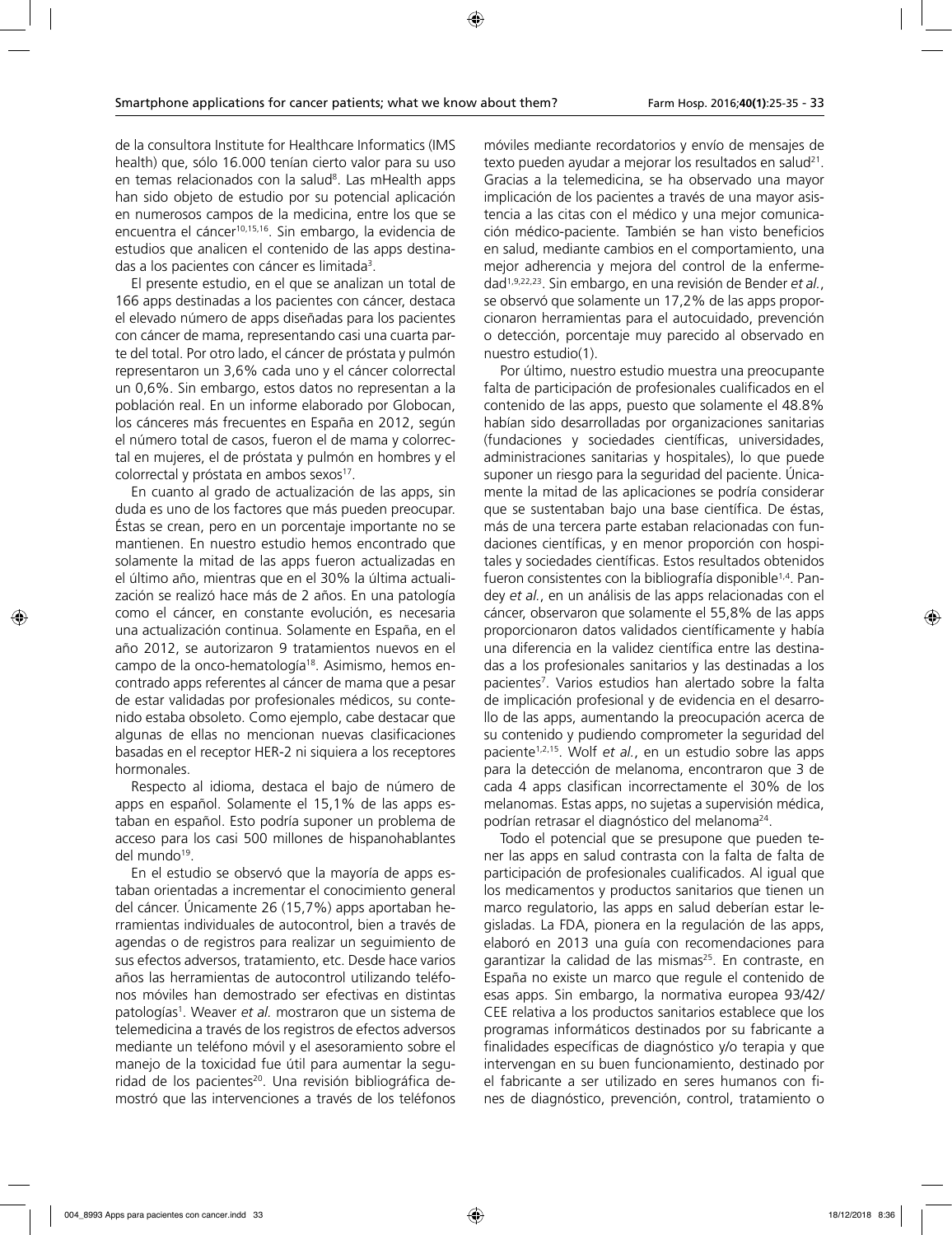de la consultora Institute for Healthcare Informatics (IMS health) que, sólo 16.000 tenían cierto valor para su uso en temas relacionados con la salud[8]. Las mHealth apps han sido objeto de estudio por su potencial aplicación en numerosos campos de la medicina, entre los que se encuentra el cáncer[10,15,16]. Sin embargo, la evidencia de estudios que analicen el contenido de las apps destinadas a los pacientes con cáncer es limitada[3].

El presente estudio, en el que se analizan un total de 166 apps destinadas a los pacientes con cáncer, destaca el elevado número de apps diseñadas para los pacientes con cáncer de mama, representando casi una cuarta parte del total. Por otro lado, el cáncer de próstata y pulmón representaron un 3,6% cada uno y el cáncer colorrectal un 0,6%. Sin embargo, estos datos no representan a la población real. En un informe elaborado por Globocan, los cánceres más frecuentes en España en 2012, según el número total de casos, fueron el de mama y colorrectal en mujeres, el de próstata y pulmón en hombres y el colorrectal y próstata en ambos sexos[17].

En cuanto al grado de actualización de las apps, sin duda es uno de los factores que más pueden preocupar. Éstas se crean, pero en un porcentaje importante no se mantienen. En nuestro estudio hemos encontrado que solamente la mitad de las apps fueron actualizadas en el último año, mientras que en el 30% la última actualización se realizó hace más de 2 años. En una patología como el cáncer, en constante evolución, es necesaria una actualización continua. Solamente en España, en el año 2012, se autorizaron 9 tratamientos nuevos en el campo de la onco-hematología[18]. Asimismo, hemos encontrado apps referentes al cáncer de mama que a pesar de estar validadas por profesionales médicos, su contenido estaba obsoleto. Como ejemplo, cabe destacar que algunas de ellas no mencionan nuevas clasificaciones basadas en el receptor HER-2 ni siquiera a los receptores hormonales.

Respecto al idioma, destaca el bajo de número de apps en español. Solamente el 15,1% de las apps estaban en español. Esto podría suponer un problema de acceso para los casi 500 millones de hispanohablantes del mundo[19].

En el estudio se observó que la mayoría de apps estaban orientadas a incrementar el conocimiento general del cáncer. Únicamente 26 (15,7%) apps aportaban herramientas individuales de autocontrol, bien a través de agendas o de registros para realizar un seguimiento de sus efectos adversos, tratamiento, etc. Desde hace varios años las herramientas de autocontrol utilizando teléfonos móviles han demostrado ser efectivas en distintas patologías[1]. Weaver *et al.* mostraron que un sistema de telemedicina a través de los registros de efectos adversos mediante un teléfono móvil y el asesoramiento sobre el manejo de la toxicidad fue útil para aumentar la seguridad de los pacientes[20]. Una revisión bibliográfica demostró que las intervenciones a través de los teléfonos móviles mediante recordatorios y envío de mensajes de texto pueden ayudar a mejorar los resultados en salud[21]. Gracias a la telemedicina, se ha observado una mayor implicación de los pacientes a través de una mayor asistencia a las citas con el médico y una mejor comunicación médico-paciente. También se han visto beneficios en salud, mediante cambios en el comportamiento, una mejor adherencia y mejora del control de la enfermedad[1,9,22,23]. Sin embargo, en una revisión de Bender *et al.*, se observó que solamente un 17,2% de las apps proporcionaron herramientas para el autocuidado, prevención o detección, porcentaje muy parecido al observado en nuestro estudio(1).

Por último, nuestro estudio muestra una preocupante falta de participación de profesionales cualificados en el contenido de las apps, puesto que solamente el 48.8% habían sido desarrolladas por organizaciones sanitarias (fundaciones y sociedades científicas, universidades, administraciones sanitarias y hospitales), lo que puede suponer un riesgo para la seguridad del paciente. Únicamente la mitad de las aplicaciones se podría considerar que se sustentaban bajo una base científica. De éstas, más de una tercera parte estaban relacionadas con fundaciones científicas, y en menor proporción con hospitales y sociedades científicas. Estos resultados obtenidos fueron consistentes con la bibliografía disponible[1,4]. Pandey *et al.*, en un análisis de las apps relacionadas con el cáncer, observaron que solamente el 55,8% de las apps proporcionaron datos validados científicamente y había una diferencia en la validez científica entre las destinadas a los profesionales sanitarios y las destinadas a los pacientes[7]. Varios estudios han alertado sobre la falta de implicación profesional y de evidencia en el desarrollo de las apps, aumentando la preocupación acerca de su contenido y pudiendo comprometer la seguridad del paciente[1,2,15]. Wolf *et al.*, en un estudio sobre las apps para la detección de melanoma, encontraron que 3 de cada 4 apps clasifican incorrectamente el 30% de los melanomas. Estas apps, no sujetas a supervisión médica, podrían retrasar el diagnóstico del melanoma[24].

Todo el potencial que se presupone que pueden tener las apps en salud contrasta con la falta de falta de participación de profesionales cualificados. Al igual que los medicamentos y productos sanitarios que tienen un marco regulatorio, las apps en salud deberían estar legisladas. La FDA, pionera en la regulación de las apps, elaboró en 2013 una guía con recomendaciones para garantizar la calidad de las mismas[25]. En contraste, en España no existe un marco que regule el contenido de esas apps. Sin embargo, la normativa europea 93/42/CEE relativa a los productos sanitarios establece que los programas informáticos destinados por su fabricante a finalidades específicas de diagnóstico y/o terapia y que intervengan en su buen funcionamiento, destinado por el fabricante a ser utilizado en seres humanos con fines de diagnóstico, prevención, control, tratamiento o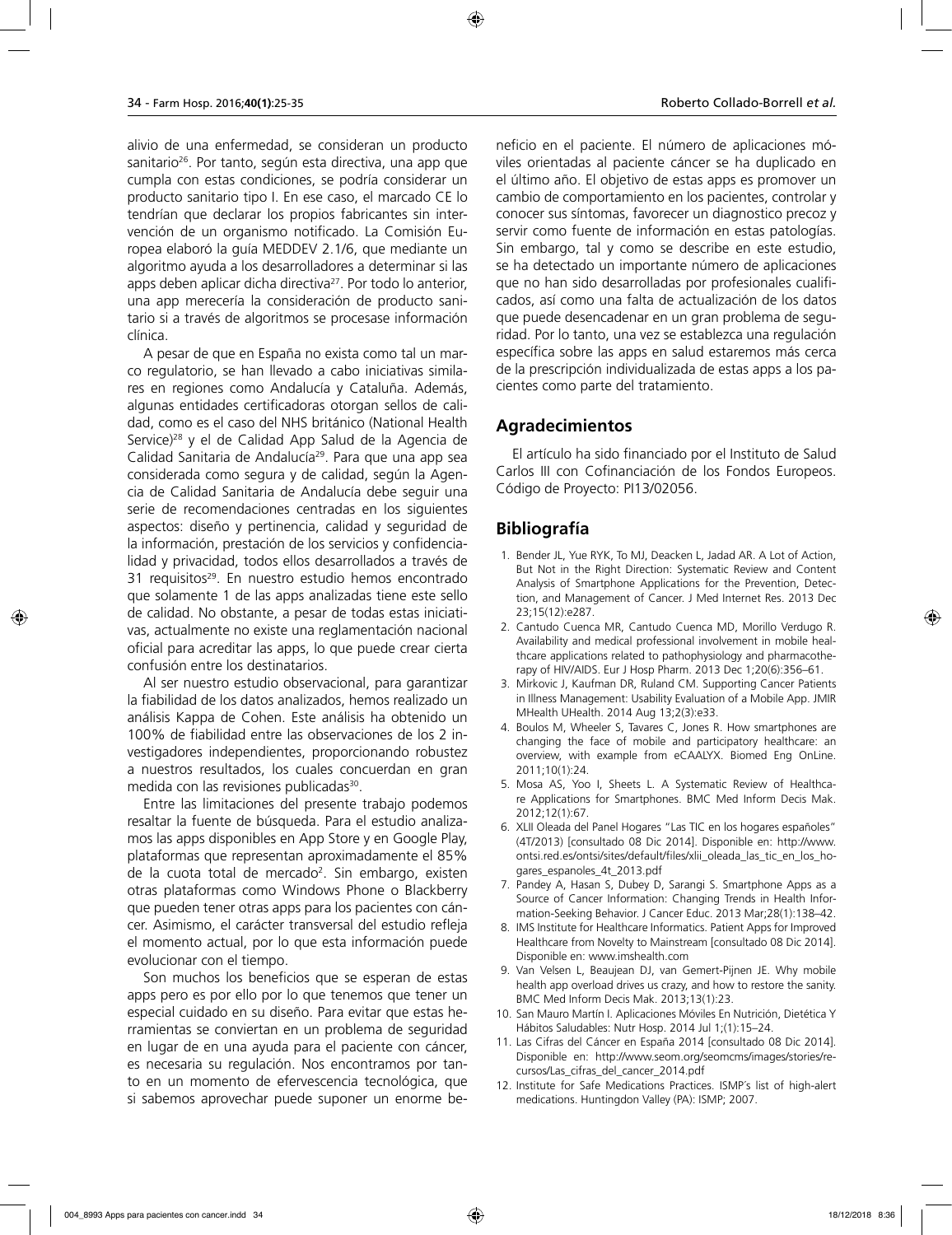alivio de una enfermedad, se consideran un producto sanitario[26]. Por tanto, según esta directiva, una app que cumpla con estas condiciones, se podría considerar un producto sanitario tipo I. En ese caso, el marcado CE lo tendrían que declarar los propios fabricantes sin intervención de un organismo notificado. La Comisión Europea elaboró la guía MEDDEV 2.1/6, que mediante un algoritmo ayuda a los desarrolladores a determinar si las apps deben aplicar dicha directiva[27]. Por todo lo anterior, una app merecería la consideración de producto sanitario si a través de algoritmos se procesase información clínica.

A pesar de que en España no exista como tal un marco regulatorio, se han llevado a cabo iniciativas similares en regiones como Andalucía y Cataluña. Además, algunas entidades certificadoras otorgan sellos de calidad, como es el caso del NHS británico (National Health Service)[28] y el de Calidad App Salud de la Agencia de Calidad Sanitaria de Andalucía[29]. Para que una app sea considerada como segura y de calidad, según la Agencia de Calidad Sanitaria de Andalucía debe seguir una serie de recomendaciones centradas en los siguientes aspectos: diseño y pertinencia, calidad y seguridad de la información, prestación de los servicios y confidencialidad y privacidad, todos ellos desarrollados a través de 31 requisitos[29]. En nuestro estudio hemos encontrado que solamente 1 de las apps analizadas tiene este sello de calidad. No obstante, a pesar de todas estas iniciativas, actualmente no existe una reglamentación nacional oficial para acreditar las apps, lo que puede crear cierta confusión entre los destinatarios.

Al ser nuestro estudio observacional, para garantizar la fiabilidad de los datos analizados, hemos realizado un análisis Kappa de Cohen. Este análisis ha obtenido un 100% de fiabilidad entre las observaciones de los 2 investigadores independientes, proporcionando robustez a nuestros resultados, los cuales concuerdan en gran medida con las revisiones publicadas[30].

Entre las limitaciones del presente trabajo podemos resaltar la fuente de búsqueda. Para el estudio analizamos las apps disponibles en App Store y en Google Play, plataformas que representan aproximadamente el 85% de la cuota total de mercado[2]. Sin embargo, existen otras plataformas como Windows Phone o Blackberry que pueden tener otras apps para los pacientes con cáncer. Asimismo, el carácter transversal del estudio refleja el momento actual, por lo que esta información puede evolucionar con el tiempo.

Son muchos los beneficios que se esperan de estas apps pero es por ello por lo que tenemos que tener un especial cuidado en su diseño. Para evitar que estas herramientas se conviertan en un problema de seguridad en lugar de en una ayuda para el paciente con cáncer, es necesaria su regulación. Nos encontramos por tanto en un momento de efervescencia tecnológica, que si sabemos aprovechar puede suponer un enorme beneficio en el paciente. El número de aplicaciones móviles orientadas al paciente cáncer se ha duplicado en el último año. El objetivo de estas apps es promover un cambio de comportamiento en los pacientes, controlar y conocer sus síntomas, favorecer un diagnostico precoz y servir como fuente de información en estas patologías. Sin embargo, tal y como se describe en este estudio, se ha detectado un importante número de aplicaciones que no han sido desarrolladas por profesionales cualificados, así como una falta de actualización de los datos que puede desencadenar en un gran problema de seguridad. Por lo tanto, una vez se establezca una regulación específica sobre las apps en salud estaremos más cerca de la prescripción individualizada de estas apps a los pacientes como parte del tratamiento.

## Agradecimientos

El artículo ha sido financiado por el Instituto de Salud Carlos III con Cofinanciación de los Fondos Europeos. Código de Proyecto: PI13/02056.

## Bibliografía

1. Bender JL, Yue RYK, To MJ, Deacken L, Jadad AR. A Lot of Action, But Not in the Right Direction: Systematic Review and Content Analysis of Smartphone Applications for the Prevention, Detection, and Management of Cancer. J Med Internet Res. 2013 Dec 23;15(12):e287.
2. Cantudo Cuenca MR, Cantudo Cuenca MD, Morillo Verdugo R. Availability and medical professional involvement in mobile healthcare applications related to pathophysiology and pharmacotherapy of HIV/AIDS. Eur J Hosp Pharm. 2013 Dec 1;20(6):356–61.
3. Mirkovic J, Kaufman DR, Ruland CM. Supporting Cancer Patients in Illness Management: Usability Evaluation of a Mobile App. JMIR MHealth UHealth. 2014 Aug 13;2(3):e33.
4. Boulos M, Wheeler S, Tavares C, Jones R. How smartphones are changing the face of mobile and participatory healthcare: an overview, with example from eCAALYX. Biomed Eng OnLine. 2011;10(1):24.
5. Mosa AS, Yoo I, Sheets L. A Systematic Review of Healthcare Applications for Smartphones. BMC Med Inform Decis Mak. 2012;12(1):67.
6. XLII Oleada del Panel Hogares "Las TIC en los hogares españoles" (4T/2013) [consultado 08 Dic 2014]. Disponible en: http://www.ontsi.red.es/ontsi/sites/default/files/xlii_oleada_las_tic_en_los_hogares_espanoles_4t_2013.pdf
7. Pandey A, Hasan S, Dubey D, Sarangi S. Smartphone Apps as a Source of Cancer Information: Changing Trends in Health Information-Seeking Behavior. J Cancer Educ. 2013 Mar;28(1):138–42.
8. IMS Institute for Healthcare Informatics. Patient Apps for Improved Healthcare from Novelty to Mainstream [consultado 08 Dic 2014]. Disponible en: www.imshealth.com
9. Van Velsen L, Beaujean DJ, van Gemert-Pijnen JE. Why mobile health app overload drives us crazy, and how to restore the sanity. BMC Med Inform Decis Mak. 2013;13(1):23.
10. San Mauro Martín I. Aplicaciones Móviles En Nutrición, Dietética Y Hábitos Saludables: Nutr Hosp. 2014 Jul 1;(1):15–24.
11. Las Cifras del Cáncer en España 2014 [consultado 08 Dic 2014]. Disponible en: http://www.seom.org/seomcms/images/stories/recursos/Las_cifras_del_cancer_2014.pdf
12. Institute for Safe Medications Practices. ISMP´s list of high-alert medications. Huntingdon Valley (PA): ISMP; 2007.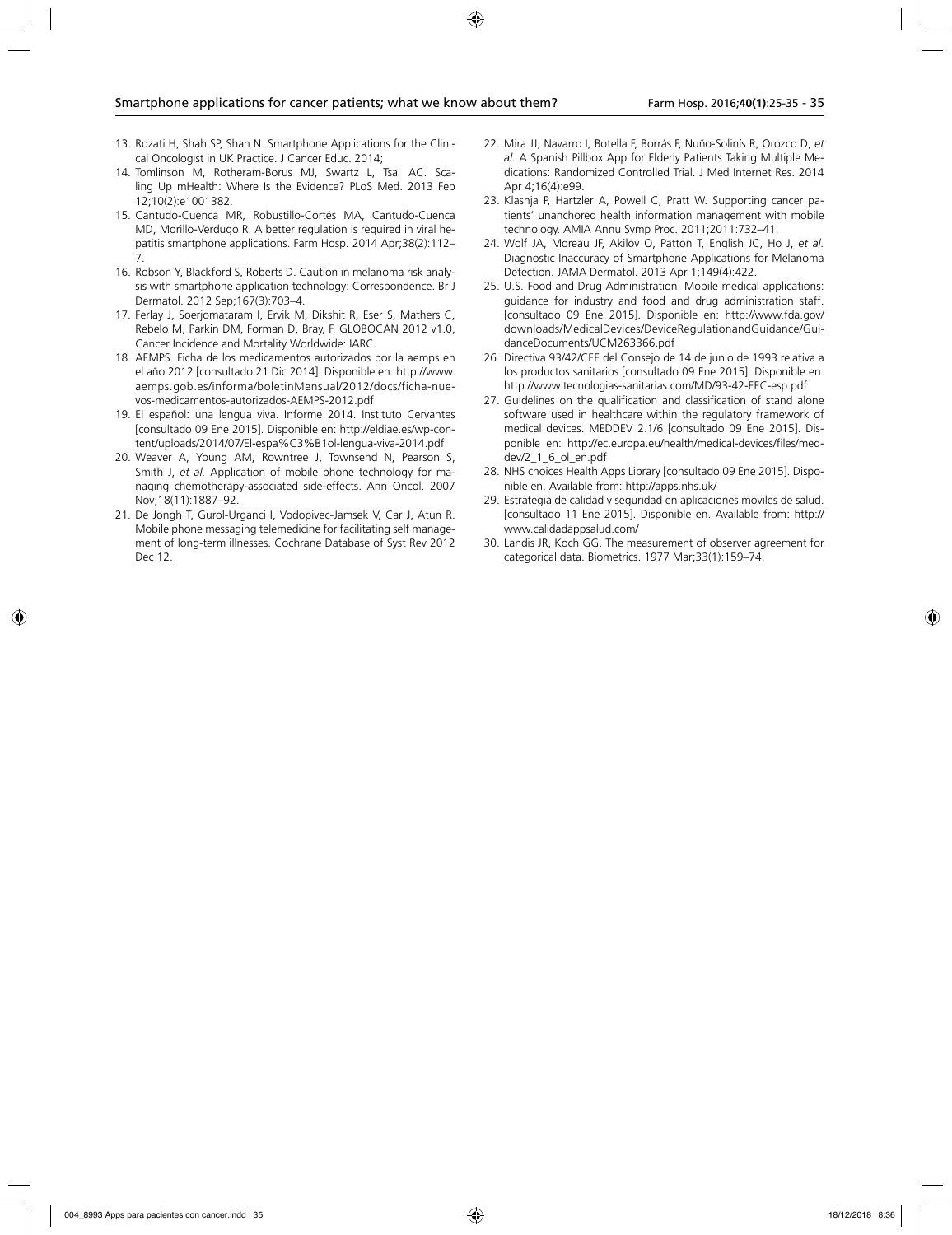13. Rozati H, Shah SP, Shah N. Smartphone Applications for the Clinical Oncologist in UK Practice. J Cancer Educ. 2014;
14. Tomlinson M, Rotheram-Borus MJ, Swartz L, Tsai AC. Scaling Up mHealth: Where Is the Evidence? PLoS Med. 2013 Feb 12;10(2):e1001382.
15. Cantudo-Cuenca MR, Robustillo-Cortés MA, Cantudo-Cuenca MD, Morillo-Verdugo R. A better regulation is required in viral hepatitis smartphone applications. Farm Hosp. 2014 Apr;38(2):112–7.
16. Robson Y, Blackford S, Roberts D. Caution in melanoma risk analysis with smartphone application technology: Correspondence. Br J Dermatol. 2012 Sep;167(3):703–4.
17. Ferlay J, Soerjomataram I, Ervik M, Dikshit R, Eser S, Mathers C, Rebelo M, Parkin DM, Forman D, Bray, F. GLOBOCAN 2012 v1.0, Cancer Incidence and Mortality Worldwide: IARC.
18. AEMPS. Ficha de los medicamentos autorizados por la aemps en el año 2012 [consultado 21 Dic 2014]. Disponible en: http://www.aemps.gob.es/informa/boletinMensual/2012/docs/ficha-nuevos-medicamentos-autorizados-AEMPS-2012.pdf
19. El español: una lengua viva. Informe 2014. Instituto Cervantes [consultado 09 Ene 2015]. Disponible en: http://eldiae.es/wp-content/uploads/2014/07/El-espa%C3%B1ol-lengua-viva-2014.pdf
20. Weaver A, Young AM, Rowntree J, Townsend N, Pearson S, Smith J, *et al.* Application of mobile phone technology for managing chemotherapy-associated side-effects. Ann Oncol. 2007 Nov;18(11):1887–92.
21. De Jongh T, Gurol-Urganci I, Vodopivec-Jamsek V, Car J, Atun R. Mobile phone messaging telemedicine for facilitating self management of long-term illnesses. Cochrane Database of Syst Rev 2012 Dec 12.
22. Mira JJ, Navarro I, Botella F, Borrás F, Nuño-Solinís R, Orozco D, *et al.* A Spanish Pillbox App for Elderly Patients Taking Multiple Medications: Randomized Controlled Trial. J Med Internet Res. 2014 Apr 4;16(4):e99.
23. Klasnja P, Hartzler A, Powell C, Pratt W. Supporting cancer patients' unanchored health information management with mobile technology. AMIA Annu Symp Proc. 2011;2011:732–41.
24. Wolf JA, Moreau JF, Akilov O, Patton T, English JC, Ho J, *et al.* Diagnostic Inaccuracy of Smartphone Applications for Melanoma Detection. JAMA Dermatol. 2013 Apr 1;149(4):422.
25. U.S. Food and Drug Administration. Mobile medical applications: guidance for industry and food and drug administration staff. [consultado 09 Ene 2015]. Disponible en: http://www.fda.gov/downloads/MedicalDevices/DeviceRegulationandGuidance/GuidanceDocuments/UCM263366.pdf
26. Directiva 93/42/CEE del Consejo de 14 de junio de 1993 relativa a los productos sanitarios [consultado 09 Ene 2015]. Disponible en: http://www.tecnologias-sanitarias.com/MD/93-42-EEC-esp.pdf
27. Guidelines on the qualification and classification of stand alone software used in healthcare within the regulatory framework of medical devices. MEDDEV 2.1/6 [consultado 09 Ene 2015]. Disponible en: http://ec.europa.eu/health/medical-devices/files/meddev/2_1_6_ol_en.pdf
28. NHS choices Health Apps Library [consultado 09 Ene 2015]. Disponible en. Available from: http://apps.nhs.uk/
29. Estrategia de calidad y seguridad en aplicaciones móviles de salud. [consultado 11 Ene 2015]. Disponible en. Available from: http://www.calidadappsalud.com/
30. Landis JR, Koch GG. The measurement of observer agreement for categorical data. Biometrics. 1977 Mar;33(1):159–74.